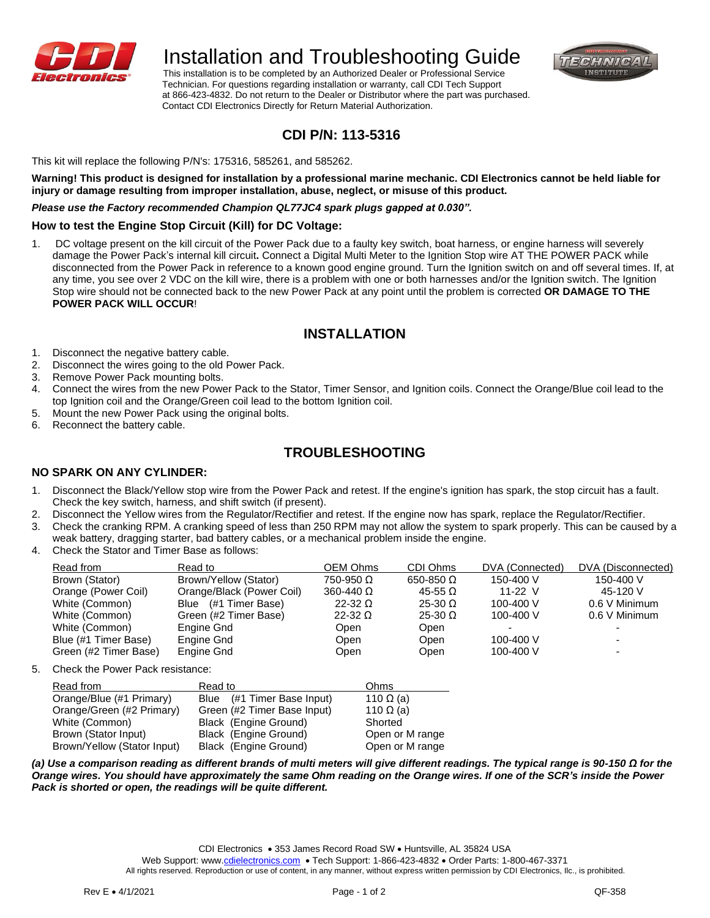# Installation and Troubleshooting Guide

This installation is to be completed by an Authorized Dealer or Professional Service Technician. For questions regarding installation or warranty, call CDI Tech Support at 866-423-4832. Do not return to the Dealer or Distributor where the part was purchased. Contact CDI Electronics Directly for Return Material Authorization.

## CDI P/N: 113-5316

This kit will replace the following P/N's: 175316, 585261, and 585262.

**Warning! This product is designed for installation by a professional marine mechanic. CDI Electronics cannot be held liable for injury or damage resulting from improper installation, abuse, neglect, or misuse of this product.**

***Please use the Factory recommended Champion QL77JC4 spark plugs gapped at 0.030".***

### How to test the Engine Stop Circuit (Kill) for DC Voltage:

1. DC voltage present on the kill circuit of the Power Pack due to a faulty key switch, boat harness, or engine harness will severely damage the Power Pack's internal kill circuit**.** Connect a Digital Multi Meter to the Ignition Stop wire AT THE POWER PACK while disconnected from the Power Pack in reference to a known good engine ground. Turn the Ignition switch on and off several times. If, at any time, you see over 2 VDC on the kill wire, there is a problem with one or both harnesses and/or the Ignition switch. The Ignition Stop wire should not be connected back to the new Power Pack at any point until the problem is corrected **OR DAMAGE TO THE POWER PACK WILL OCCUR**!

## INSTALLATION

1. Disconnect the negative battery cable.
2. Disconnect the wires going to the old Power Pack.
3. Remove Power Pack mounting bolts.
4. Connect the wires from the new Power Pack to the Stator, Timer Sensor, and Ignition coils. Connect the Orange/Blue coil lead to the top Ignition coil and the Orange/Green coil lead to the bottom Ignition coil.
5. Mount the new Power Pack using the original bolts.
6. Reconnect the battery cable.

## TROUBLESHOOTING

### NO SPARK ON ANY CYLINDER:

1. Disconnect the Black/Yellow stop wire from the Power Pack and retest. If the engine's ignition has spark, the stop circuit has a fault. Check the key switch, harness, and shift switch (if present).
2. Disconnect the Yellow wires from the Regulator/Rectifier and retest. If the engine now has spark, replace the Regulator/Rectifier.
3. Check the cranking RPM. A cranking speed of less than 250 RPM may not allow the system to spark properly. This can be caused by a weak battery, dragging starter, bad battery cables, or a mechanical problem inside the engine.
4. Check the Stator and Timer Base as follows:

| Read from | Read to | OEM Ohms | CDI Ohms | DVA (Connected) | DVA (Disconnected) |
|---|---|---|---|---|---|
| Brown (Stator) | Brown/Yellow (Stator) | 750-950 Ω | 650-850 Ω | 150-400 V | 150-400 V |
| Orange (Power Coil) | Orange/Black (Power Coil) | 360-440 Ω | 45-55 Ω | 11-22 V | 45-120 V |
| White (Common) | Blue (#1 Timer Base) | 22-32 Ω | 25-30 Ω | 100-400 V | 0.6 V Minimum |
| White (Common) | Green (#2 Timer Base) | 22-32 Ω | 25-30 Ω | 100-400 V | 0.6 V Minimum |
| White (Common) | Engine Gnd | Open | Open | - | - |
| Blue (#1 Timer Base) | Engine Gnd | Open | Open | 100-400 V | - |
| Green (#2 Timer Base) | Engine Gnd | Open | Open | 100-400 V | - |

5. Check the Power Pack resistance:

| Read from | Read to | Ohms |
|---|---|---|
| Orange/Blue (#1 Primary) | Blue (#1 Timer Base Input) | 110 Ω (a) |
| Orange/Green (#2 Primary) | Green (#2 Timer Base Input) | 110 Ω (a) |
| White (Common) | Black (Engine Ground) | Shorted |
| Brown (Stator Input) | Black (Engine Ground) | Open or M range |
| Brown/Yellow (Stator Input) | Black (Engine Ground) | Open or M range |

***(a) Use a comparison reading as different brands of multi meters will give different readings. The typical range is 90-150 Ω for the Orange wires. You should have approximately the same Ohm reading on the Orange wires. If one of the SCR's inside the Power Pack is shorted or open, the readings will be quite different.***

CDI Electronics • 353 James Record Road SW • Huntsville, AL 35824 USA
Web Support: www.cdielectronics.com • Tech Support: 1-866-423-4832 • Order Parts: 1-800-467-3371
All rights reserved. Reproduction or use of content, in any manner, without express written permission by CDI Electronics, llc., is prohibited.

Rev E • 4/1/2021 QF-358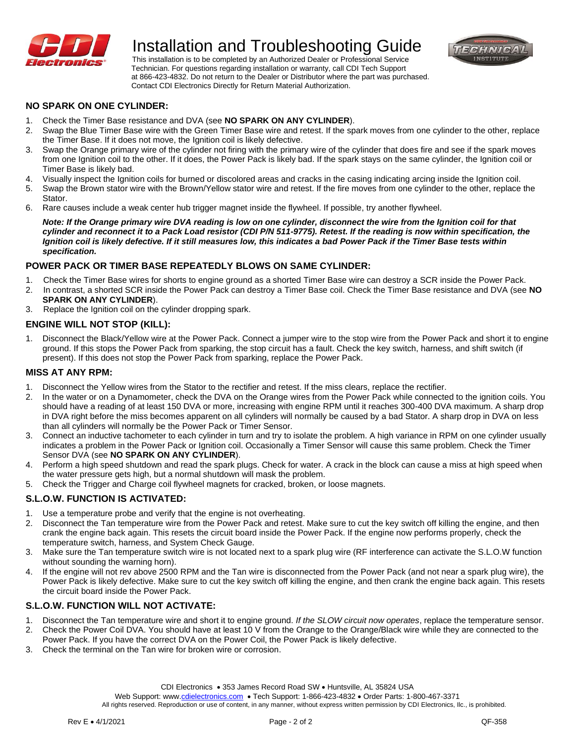# Installation and Troubleshooting Guide

This installation is to be completed by an Authorized Dealer or Professional Service Technician. For questions regarding installation or warranty, call CDI Tech Support at 866-423-4832. Do not return to the Dealer or Distributor where the part was purchased. Contact CDI Electronics Directly for Return Material Authorization.

### NO SPARK ON ONE CYLINDER:

1. Check the Timer Base resistance and DVA (see **NO SPARK ON ANY CYLINDER**).
2. Swap the Blue Timer Base wire with the Green Timer Base wire and retest. If the spark moves from one cylinder to the other, replace the Timer Base. If it does not move, the Ignition coil is likely defective.
3. Swap the Orange primary wire of the cylinder not firing with the primary wire of the cylinder that does fire and see if the spark moves from one Ignition coil to the other. If it does, the Power Pack is likely bad. If the spark stays on the same cylinder, the Ignition coil or Timer Base is likely bad.
4. Visually inspect the Ignition coils for burned or discolored areas and cracks in the casing indicating arcing inside the Ignition coil.
5. Swap the Brown stator wire with the Brown/Yellow stator wire and retest. If the fire moves from one cylinder to the other, replace the Stator.
6. Rare causes include a weak center hub trigger magnet inside the flywheel. If possible, try another flywheel.

***Note: If the Orange primary wire DVA reading is low on one cylinder, disconnect the wire from the Ignition coil for that cylinder and reconnect it to a Pack Load resistor (CDI P/N 511-9775). Retest. If the reading is now within specification, the Ignition coil is likely defective. If it still measures low, this indicates a bad Power Pack if the Timer Base tests within specification.***

### POWER PACK OR TIMER BASE REPEATEDLY BLOWS ON SAME CYLINDER:

1. Check the Timer Base wires for shorts to engine ground as a shorted Timer Base wire can destroy a SCR inside the Power Pack.
2. In contrast, a shorted SCR inside the Power Pack can destroy a Timer Base coil. Check the Timer Base resistance and DVA (see **NO SPARK ON ANY CYLINDER**).
3. Replace the Ignition coil on the cylinder dropping spark.

### ENGINE WILL NOT STOP (KILL):

1. Disconnect the Black/Yellow wire at the Power Pack. Connect a jumper wire to the stop wire from the Power Pack and short it to engine ground. If this stops the Power Pack from sparking, the stop circuit has a fault. Check the key switch, harness, and shift switch (if present). If this does not stop the Power Pack from sparking, replace the Power Pack.

### MISS AT ANY RPM:

1. Disconnect the Yellow wires from the Stator to the rectifier and retest. If the miss clears, replace the rectifier.
2. In the water or on a Dynamometer, check the DVA on the Orange wires from the Power Pack while connected to the ignition coils. You should have a reading of at least 150 DVA or more, increasing with engine RPM until it reaches 300-400 DVA maximum. A sharp drop in DVA right before the miss becomes apparent on all cylinders will normally be caused by a bad Stator. A sharp drop in DVA on less than all cylinders will normally be the Power Pack or Timer Sensor.
3. Connect an inductive tachometer to each cylinder in turn and try to isolate the problem. A high variance in RPM on one cylinder usually indicates a problem in the Power Pack or Ignition coil. Occasionally a Timer Sensor will cause this same problem. Check the Timer Sensor DVA (see **NO SPARK ON ANY CYLINDER**).
4. Perform a high speed shutdown and read the spark plugs. Check for water. A crack in the block can cause a miss at high speed when the water pressure gets high, but a normal shutdown will mask the problem.
5. Check the Trigger and Charge coil flywheel magnets for cracked, broken, or loose magnets.

### S.L.O.W. FUNCTION IS ACTIVATED:

1. Use a temperature probe and verify that the engine is not overheating.
2. Disconnect the Tan temperature wire from the Power Pack and retest. Make sure to cut the key switch off killing the engine, and then crank the engine back again. This resets the circuit board inside the Power Pack. If the engine now performs properly, check the temperature switch, harness, and System Check Gauge.
3. Make sure the Tan temperature switch wire is not located next to a spark plug wire (RF interference can activate the S.L.O.W function without sounding the warning horn).
4. If the engine will not rev above 2500 RPM and the Tan wire is disconnected from the Power Pack (and not near a spark plug wire), the Power Pack is likely defective. Make sure to cut the key switch off killing the engine, and then crank the engine back again. This resets the circuit board inside the Power Pack.

### S.L.O.W. FUNCTION WILL NOT ACTIVATE:

1. Disconnect the Tan temperature wire and short it to engine ground. *If the SLOW circuit now operates*, replace the temperature sensor.
2. Check the Power Coil DVA. You should have at least 10 V from the Orange to the Orange/Black wire while they are connected to the Power Pack. If you have the correct DVA on the Power Coil, the Power Pack is likely defective.
3. Check the terminal on the Tan wire for broken wire or corrosion.

CDI Electronics • 353 James Record Road SW • Huntsville, AL 35824 USA
Web Support: www.cdielectronics.com • Tech Support: 1-866-423-4832 • Order Parts: 1-800-467-3371
All rights reserved. Reproduction or use of content, in any manner, without express written permission by CDI Electronics, llc., is prohibited.

Rev E • 4/1/2021 QF-358